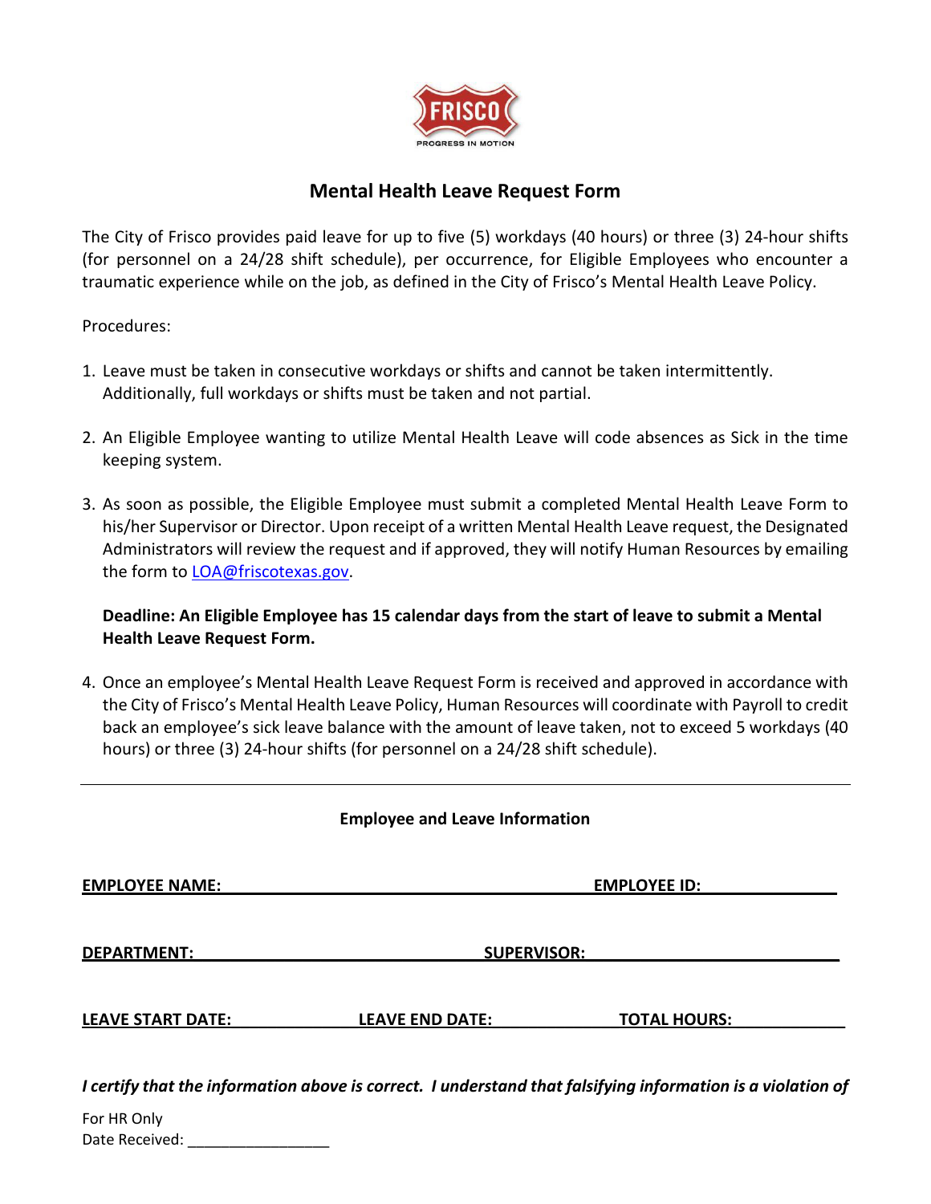FRISCO

PROGRESS IN MOTION

## Mental Health Leave Request Form

The City of Frisco provides paid leave for up to five (5) workdays (40 hours) or three (3) 24-hour shifts (for personnel on a 24/28 shift schedule), per occurrence, for Eligible Employees who encounter a traumatic experience while on the job, as defined in the City of Frisco's Mental Health Leave Policy.

Procedures:

1. Leave must be taken in consecutive workdays or shifts and cannot be taken intermittently. Additionally, full workdays or shifts must be taken and not partial.

2. An Eligible Employee wanting to utilize Mental Health Leave will code absences as Sick in the time keeping system.

3. As soon as possible, the Eligible Employee must submit a completed Mental Health Leave Form to his/her Supervisor or Director. Upon receipt of a written Mental Health Leave request, the Designated Administrators will review the request and if approved, they will notify Human Resources by emailing the form to [LOA@friscotexas.gov](mailto:LOA@friscotexas.gov).

   **Deadline: An Eligible Employee has 15 calendar days from the start of leave to submit a Mental Health Leave Request Form.**

4. Once an employee's Mental Health Leave Request Form is received and approved in accordance with the City of Frisco's Mental Health Leave Policy, Human Resources will coordinate with Payroll to credit back an employee's sick leave balance with the amount of leave taken, not to exceed 5 workdays (40 hours) or three (3) 24-hour shifts (for personnel on a 24/28 shift schedule).

---

### Employee and Leave Information

**EMPLOYEE NAME:** ________________________ **EMPLOYEE ID:** ____________

**DEPARTMENT:** ________________________ **SUPERVISOR:** ________________________

**LEAVE START DATE:** ____________ **LEAVE END DATE:** ____________ **TOTAL HOURS:** ____________

***I certify that the information above is correct. I understand that falsifying information is a violation of***

For HR Only
Date Received: _________________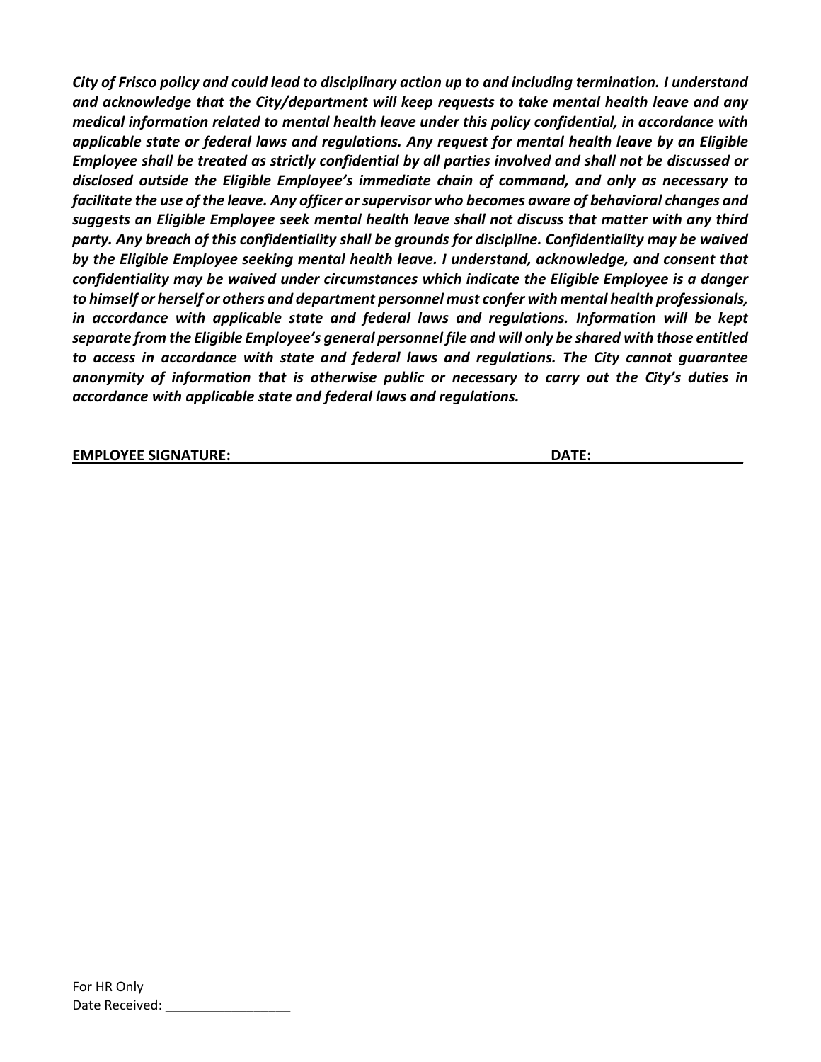***City of Frisco policy and could lead to disciplinary action up to and including termination. I understand and acknowledge that the City/department will keep requests to take mental health leave and any medical information related to mental health leave under this policy confidential, in accordance with applicable state or federal laws and regulations. Any request for mental health leave by an Eligible Employee shall be treated as strictly confidential by all parties involved and shall not be discussed or disclosed outside the Eligible Employee's immediate chain of command, and only as necessary to facilitate the use of the leave. Any officer or supervisor who becomes aware of behavioral changes and suggests an Eligible Employee seek mental health leave shall not discuss that matter with any third party. Any breach of this confidentiality shall be grounds for discipline. Confidentiality may be waived by the Eligible Employee seeking mental health leave. I understand, acknowledge, and consent that confidentiality may be waived under circumstances which indicate the Eligible Employee is a danger to himself or herself or others and department personnel must confer with mental health professionals, in accordance with applicable state and federal laws and regulations. Information will be kept separate from the Eligible Employee's general personnel file and will only be shared with those entitled to access in accordance with state and federal laws and regulations. The City cannot guarantee anonymity of information that is otherwise public or necessary to carry out the City's duties in accordance with applicable state and federal laws and regulations.***

**EMPLOYEE SIGNATURE:** ______________________________________ **DATE:** ___________________

For HR Only
Date Received: _________________